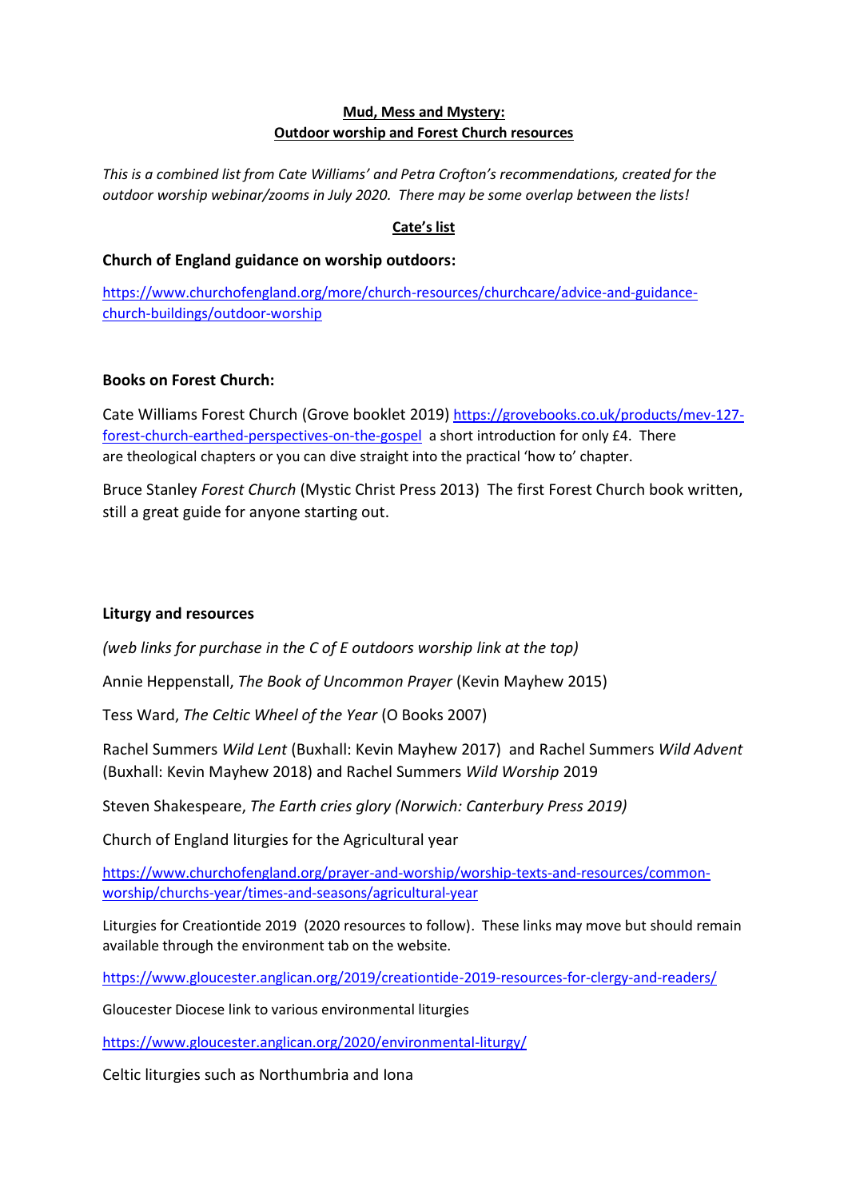**Mud, Mess and Mystery:**
**Outdoor worship and Forest Church resources**

*This is a combined list from Cate Williams' and Petra Crofton's recommendations, created for the outdoor worship webinar/zooms in July 2020. There may be some overlap between the lists!*

**Cate's list**

**Church of England guidance on worship outdoors:**

https://www.churchofengland.org/more/church-resources/churchcare/advice-and-guidance-church-buildings/outdoor-worship

**Books on Forest Church:**

Cate Williams Forest Church (Grove booklet 2019) https://grovebooks.co.uk/products/mev-127-forest-church-earthed-perspectives-on-the-gospel a short introduction for only £4. There are theological chapters or you can dive straight into the practical 'how to' chapter.

Bruce Stanley *Forest Church* (Mystic Christ Press 2013) The first Forest Church book written, still a great guide for anyone starting out.

**Liturgy and resources**

*(web links for purchase in the C of E outdoors worship link at the top)*

Annie Heppenstall, *The Book of Uncommon Prayer* (Kevin Mayhew 2015)

Tess Ward, *The Celtic Wheel of the Year* (O Books 2007)

Rachel Summers *Wild Lent* (Buxhall: Kevin Mayhew 2017) and Rachel Summers *Wild Advent* (Buxhall: Kevin Mayhew 2018) and Rachel Summers *Wild Worship* 2019

Steven Shakespeare, *The Earth cries glory (Norwich: Canterbury Press 2019)*

Church of England liturgies for the Agricultural year

https://www.churchofengland.org/prayer-and-worship/worship-texts-and-resources/common-worship/churchs-year/times-and-seasons/agricultural-year

Liturgies for Creationtide 2019 (2020 resources to follow). These links may move but should remain available through the environment tab on the website.

https://www.gloucester.anglican.org/2019/creationtide-2019-resources-for-clergy-and-readers/

Gloucester Diocese link to various environmental liturgies

https://www.gloucester.anglican.org/2020/environmental-liturgy/

Celtic liturgies such as Northumbria and Iona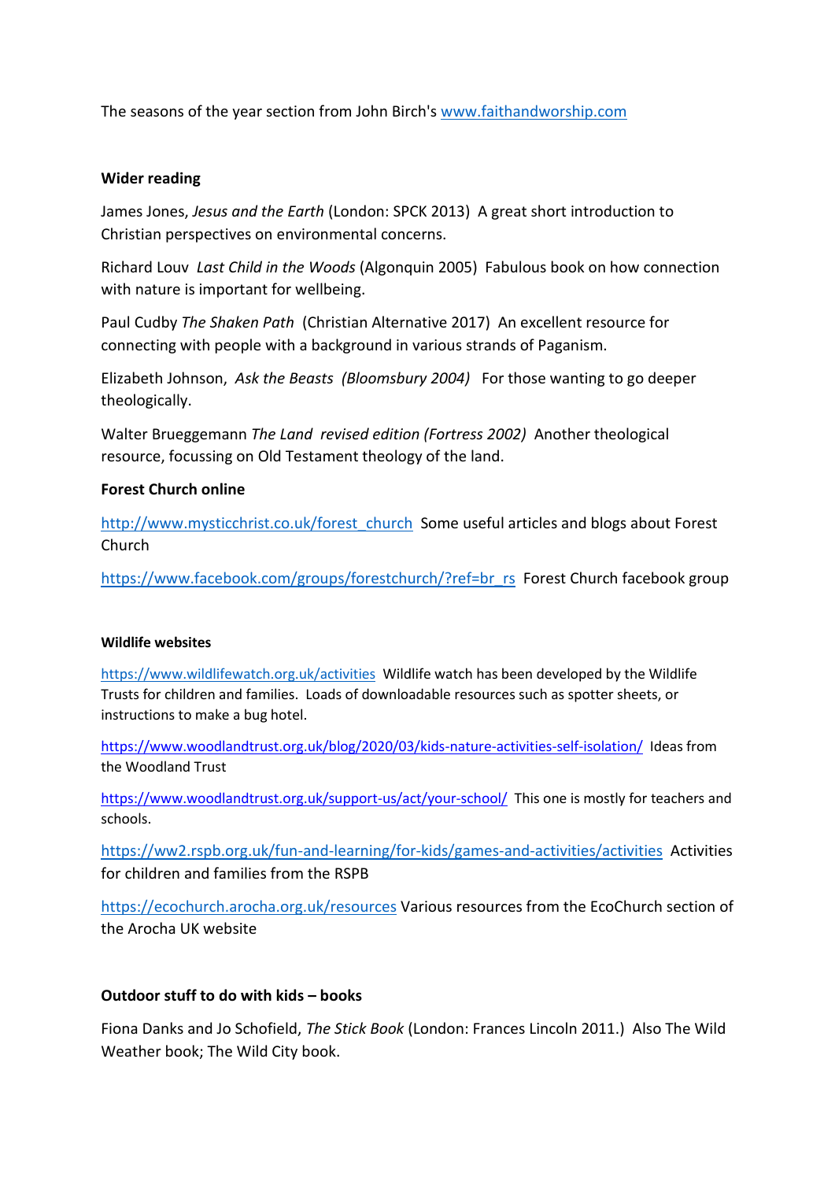The seasons of the year section from John Birch's [www.faithandworship.com](http://www.faithandworship.com)

**Wider reading**

James Jones, *Jesus and the Earth* (London: SPCK 2013) A great short introduction to Christian perspectives on environmental concerns.

Richard Louv *Last Child in the Woods* (Algonquin 2005) Fabulous book on how connection with nature is important for wellbeing.

Paul Cudby *The Shaken Path* (Christian Alternative 2017) An excellent resource for connecting with people with a background in various strands of Paganism.

Elizabeth Johnson, *Ask the Beasts (Bloomsbury 2004)* For those wanting to go deeper theologically.

Walter Brueggemann *The Land revised edition (Fortress 2002)* Another theological resource, focussing on Old Testament theology of the land.

**Forest Church online**

[http://www.mysticchrist.co.uk/forest_church](http://www.mysticchrist.co.uk/forest_church) Some useful articles and blogs about Forest Church

[https://www.facebook.com/groups/forestchurch/?ref=br_rs](https://www.facebook.com/groups/forestchurch/?ref=br_rs) Forest Church facebook group

**Wildlife websites**

[https://www.wildlifewatch.org.uk/activities](https://www.wildlifewatch.org.uk/activities) Wildlife watch has been developed by the Wildlife Trusts for children and families. Loads of downloadable resources such as spotter sheets, or instructions to make a bug hotel.

[https://www.woodlandtrust.org.uk/blog/2020/03/kids-nature-activities-self-isolation/](https://www.woodlandtrust.org.uk/blog/2020/03/kids-nature-activities-self-isolation/) Ideas from the Woodland Trust

[https://www.woodlandtrust.org.uk/support-us/act/your-school/](https://www.woodlandtrust.org.uk/support-us/act/your-school/) This one is mostly for teachers and schools.

[https://ww2.rspb.org.uk/fun-and-learning/for-kids/games-and-activities/activities](https://ww2.rspb.org.uk/fun-and-learning/for-kids/games-and-activities/activities) Activities for children and families from the RSPB

[https://ecochurch.arocha.org.uk/resources](https://ecochurch.arocha.org.uk/resources) Various resources from the EcoChurch section of the Arocha UK website

**Outdoor stuff to do with kids – books**

Fiona Danks and Jo Schofield, *The Stick Book* (London: Frances Lincoln 2011.) Also The Wild Weather book; The Wild City book.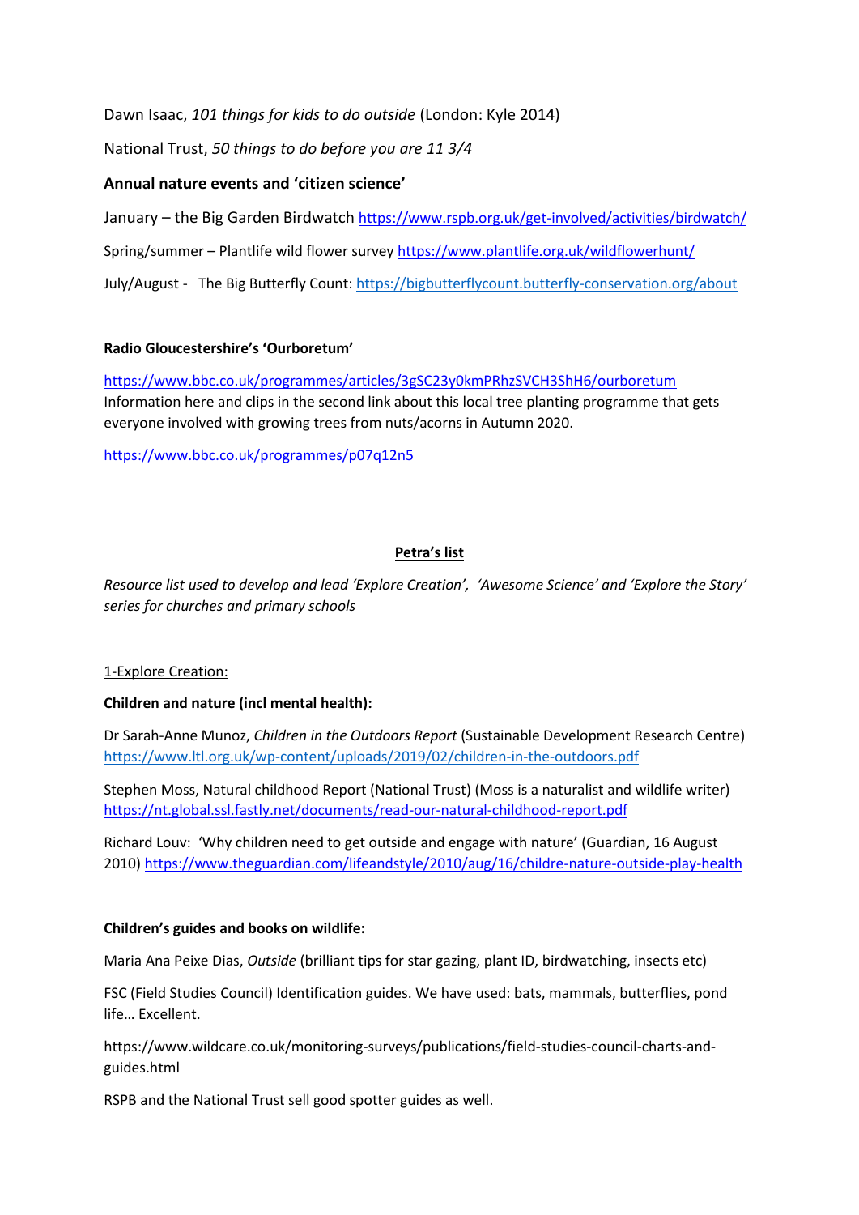Dawn Isaac, *101 things for kids to do outside* (London: Kyle 2014)

National Trust, *50 things to do before you are 11 3/4*

**Annual nature events and 'citizen science'**

January – the Big Garden Birdwatch https://www.rspb.org.uk/get-involved/activities/birdwatch/

Spring/summer – Plantlife wild flower survey https://www.plantlife.org.uk/wildflowerhunt/

July/August - The Big Butterfly Count: https://bigbutterflycount.butterfly-conservation.org/about

**Radio Gloucestershire's 'Ourboretum'**

https://www.bbc.co.uk/programmes/articles/3gSC23y0kmPRhzSVCH3ShH6/ourboretum
Information here and clips in the second link about this local tree planting programme that gets everyone involved with growing trees from nuts/acorns in Autumn 2020.

https://www.bbc.co.uk/programmes/p07q12n5

## Petra's list

*Resource list used to develop and lead 'Explore Creation', 'Awesome Science' and 'Explore the Story' series for churches and primary schools*

### 1-Explore Creation:

**Children and nature (incl mental health):**

Dr Sarah-Anne Munoz, *Children in the Outdoors Report* (Sustainable Development Research Centre) https://www.ltl.org.uk/wp-content/uploads/2019/02/children-in-the-outdoors.pdf

Stephen Moss, Natural childhood Report (National Trust) (Moss is a naturalist and wildlife writer) https://nt.global.ssl.fastly.net/documents/read-our-natural-childhood-report.pdf

Richard Louv: 'Why children need to get outside and engage with nature' (Guardian, 16 August 2010) https://www.theguardian.com/lifeandstyle/2010/aug/16/childre-nature-outside-play-health

**Children's guides and books on wildlife:**

Maria Ana Peixe Dias, *Outside* (brilliant tips for star gazing, plant ID, birdwatching, insects etc)

FSC (Field Studies Council) Identification guides. We have used: bats, mammals, butterflies, pond life… Excellent.

https://www.wildcare.co.uk/monitoring-surveys/publications/field-studies-council-charts-and-guides.html

RSPB and the National Trust sell good spotter guides as well.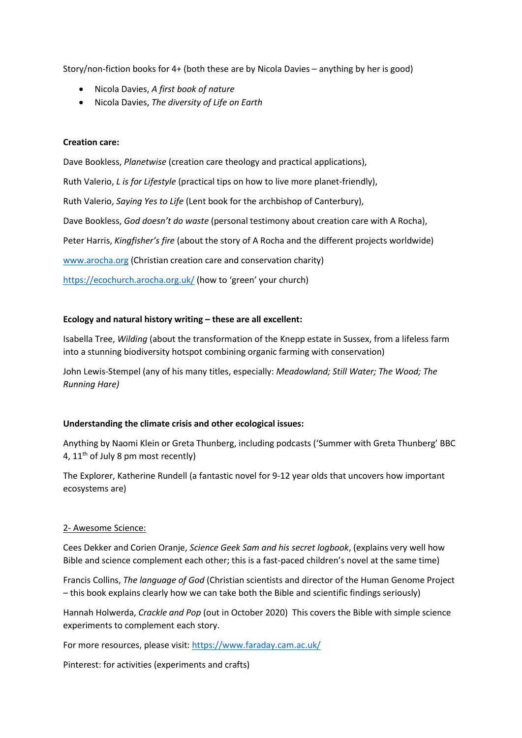Story/non-fiction books for 4+ (both these are by Nicola Davies – anything by her is good)

- Nicola Davies, *A first book of nature*
- Nicola Davies, *The diversity of Life on Earth*

**Creation care:**

Dave Bookless, *Planetwise* (creation care theology and practical applications),

Ruth Valerio, *L is for Lifestyle* (practical tips on how to live more planet-friendly),

Ruth Valerio, *Saying Yes to Life* (Lent book for the archbishop of Canterbury),

Dave Bookless, *God doesn't do waste* (personal testimony about creation care with A Rocha),

Peter Harris, *Kingfisher's fire* (about the story of A Rocha and the different projects worldwide)

[www.arocha.org](http://www.arocha.org) (Christian creation care and conservation charity)

[https://ecochurch.arocha.org.uk/](https://ecochurch.arocha.org.uk/) (how to 'green' your church)

**Ecology and natural history writing – these are all excellent:**

Isabella Tree, *Wilding* (about the transformation of the Knepp estate in Sussex, from a lifeless farm into a stunning biodiversity hotspot combining organic farming with conservation)

John Lewis-Stempel (any of his many titles, especially: *Meadowland; Still Water; The Wood; The Running Hare)*

**Understanding the climate crisis and other ecological issues:**

Anything by Naomi Klein or Greta Thunberg, including podcasts ('Summer with Greta Thunberg' BBC 4, 11th of July 8 pm most recently)

The Explorer, Katherine Rundell (a fantastic novel for 9-12 year olds that uncovers how important ecosystems are)

<u>2- Awesome Science:</u>

Cees Dekker and Corien Oranje, *Science Geek Sam and his secret logbook*, (explains very well how Bible and science complement each other; this is a fast-paced children's novel at the same time)

Francis Collins, *The language of God* (Christian scientists and director of the Human Genome Project – this book explains clearly how we can take both the Bible and scientific findings seriously)

Hannah Holwerda, *Crackle and Pop* (out in October 2020) This covers the Bible with simple science experiments to complement each story.

For more resources, please visit: [https://www.faraday.cam.ac.uk/](https://www.faraday.cam.ac.uk/)

Pinterest: for activities (experiments and crafts)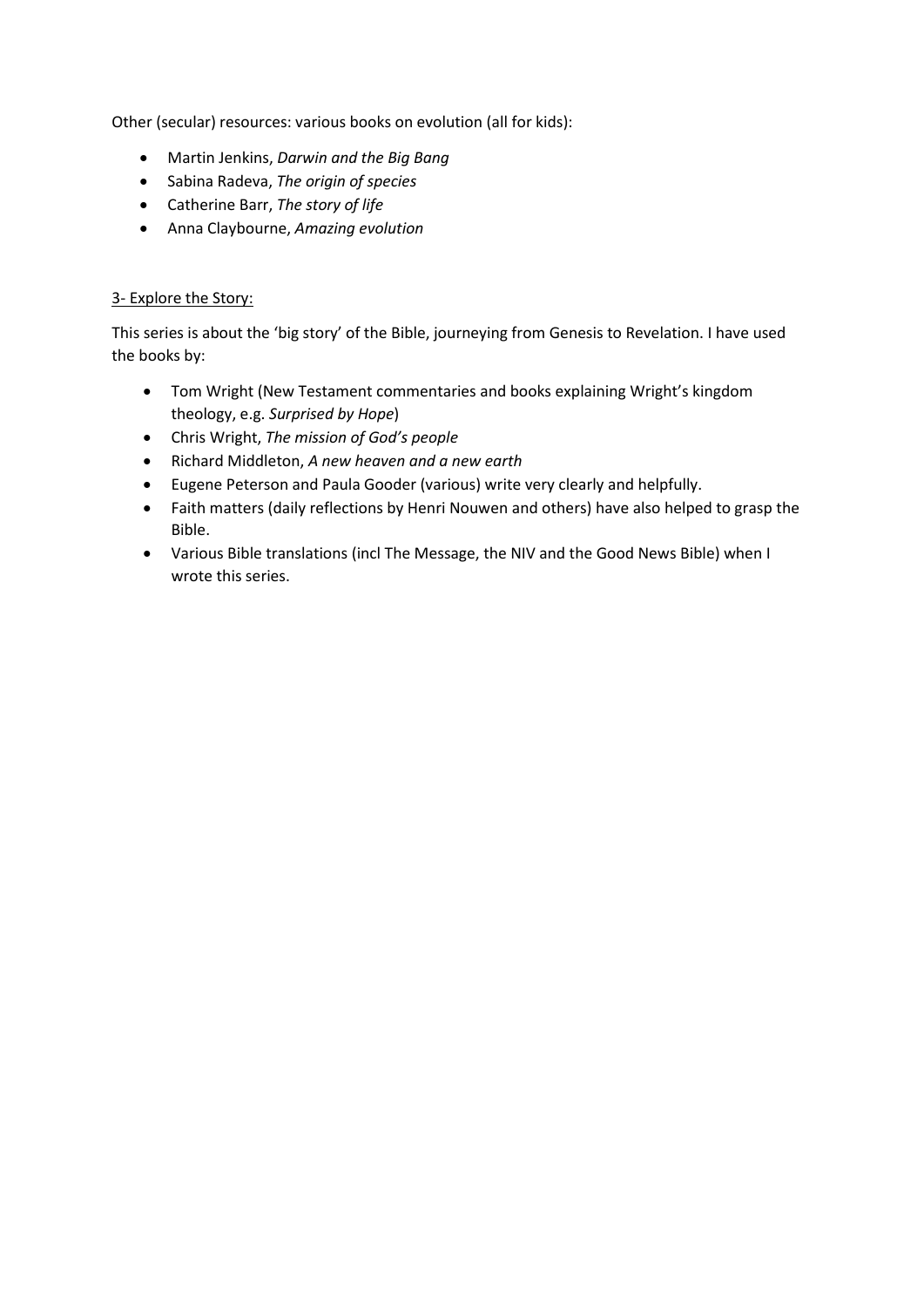Other (secular) resources: various books on evolution (all for kids):

- Martin Jenkins, *Darwin and the Big Bang*
- Sabina Radeva, *The origin of species*
- Catherine Barr, *The story of life*
- Anna Claybourne, *Amazing evolution*

<u>3- Explore the Story:</u>

This series is about the 'big story' of the Bible, journeying from Genesis to Revelation. I have used the books by:

- Tom Wright (New Testament commentaries and books explaining Wright's kingdom theology, e.g. *Surprised by Hope*)
- Chris Wright, *The mission of God's people*
- Richard Middleton, *A new heaven and a new earth*
- Eugene Peterson and Paula Gooder (various) write very clearly and helpfully.
- Faith matters (daily reflections by Henri Nouwen and others) have also helped to grasp the Bible.
- Various Bible translations (incl The Message, the NIV and the Good News Bible) when I wrote this series.